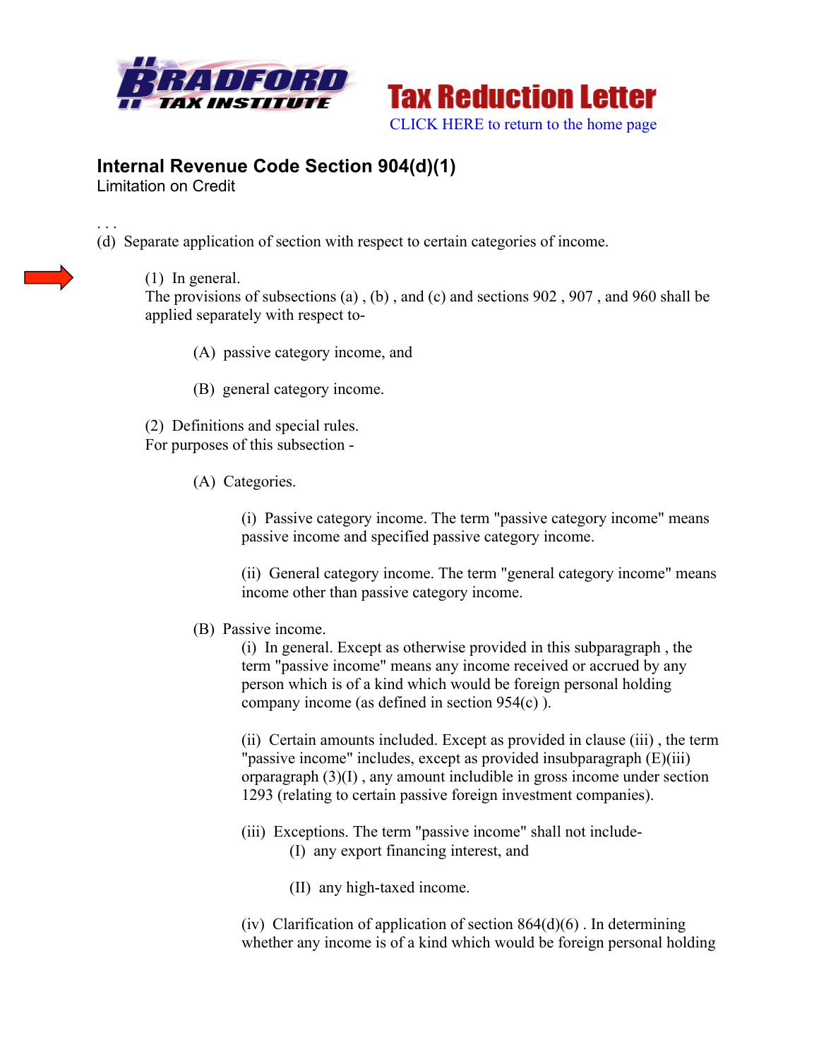**BRADFORD TAX INSTITUTE**

**Tax Reduction Letter**

CLICK HERE to return to the home page

## Internal Revenue Code Section 904(d)(1)

Limitation on Credit

. . .

(d) Separate application of section with respect to certain categories of income.

(1) In general.
The provisions of subsections (a) , (b) , and (c) and sections 902 , 907 , and 960 shall be applied separately with respect to-

(A) passive category income, and

(B) general category income.

(2) Definitions and special rules.
For purposes of this subsection -

(A) Categories.

(i) Passive category income. The term "passive category income" means passive income and specified passive category income.

(ii) General category income. The term "general category income" means income other than passive category income.

(B) Passive income.

(i) In general. Except as otherwise provided in this subparagraph , the term "passive income" means any income received or accrued by any person which is of a kind which would be foreign personal holding company income (as defined in section 954(c) ).

(ii) Certain amounts included. Except as provided in clause (iii) , the term "passive income" includes, except as provided insubparagraph (E)(iii) orparagraph (3)(I) , any amount includible in gross income under section 1293 (relating to certain passive foreign investment companies).

(iii) Exceptions. The term "passive income" shall not include-

(I) any export financing interest, and

(II) any high-taxed income.

(iv) Clarification of application of section 864(d)(6) . In determining whether any income is of a kind which would be foreign personal holding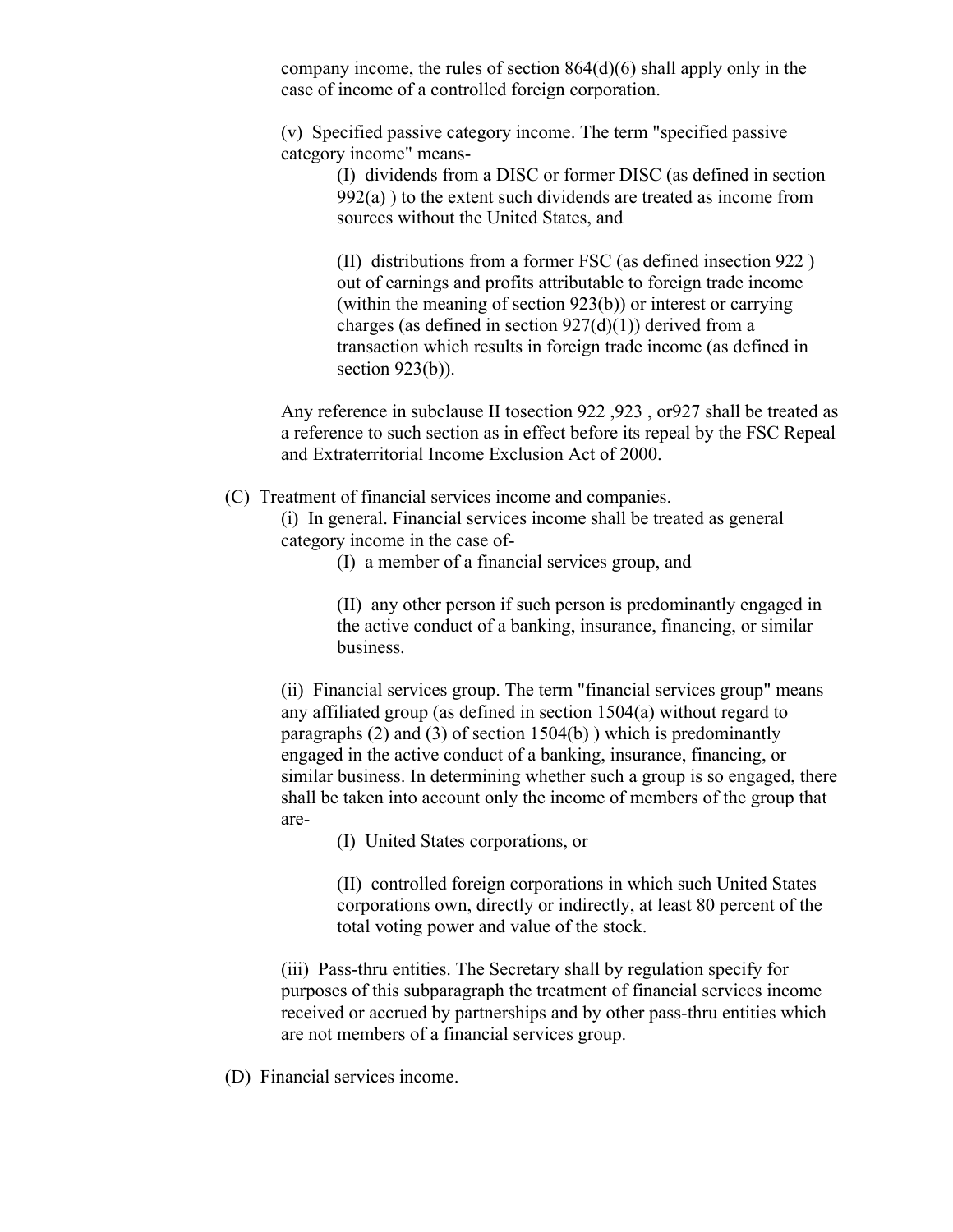company income, the rules of section 864(d)(6) shall apply only in the case of income of a controlled foreign corporation.

(v) Specified passive category income. The term "specified passive category income" means-

(I) dividends from a DISC or former DISC (as defined in section 992(a) ) to the extent such dividends are treated as income from sources without the United States, and

(II) distributions from a former FSC (as defined insection 922 ) out of earnings and profits attributable to foreign trade income (within the meaning of section 923(b)) or interest or carrying charges (as defined in section 927(d)(1)) derived from a transaction which results in foreign trade income (as defined in section 923(b)).

Any reference in subclause II tosection 922 ,923 , or927 shall be treated as a reference to such section as in effect before its repeal by the FSC Repeal and Extraterritorial Income Exclusion Act of 2000.

(C) Treatment of financial services income and companies.

(i) In general. Financial services income shall be treated as general category income in the case of-

(I) a member of a financial services group, and

(II) any other person if such person is predominantly engaged in the active conduct of a banking, insurance, financing, or similar business.

(ii) Financial services group. The term "financial services group" means any affiliated group (as defined in section 1504(a) without regard to paragraphs (2) and (3) of section 1504(b) ) which is predominantly engaged in the active conduct of a banking, insurance, financing, or similar business. In determining whether such a group is so engaged, there shall be taken into account only the income of members of the group that are-

(I) United States corporations, or

(II) controlled foreign corporations in which such United States corporations own, directly or indirectly, at least 80 percent of the total voting power and value of the stock.

(iii) Pass-thru entities. The Secretary shall by regulation specify for purposes of this subparagraph the treatment of financial services income received or accrued by partnerships and by other pass-thru entities which are not members of a financial services group.

(D) Financial services income.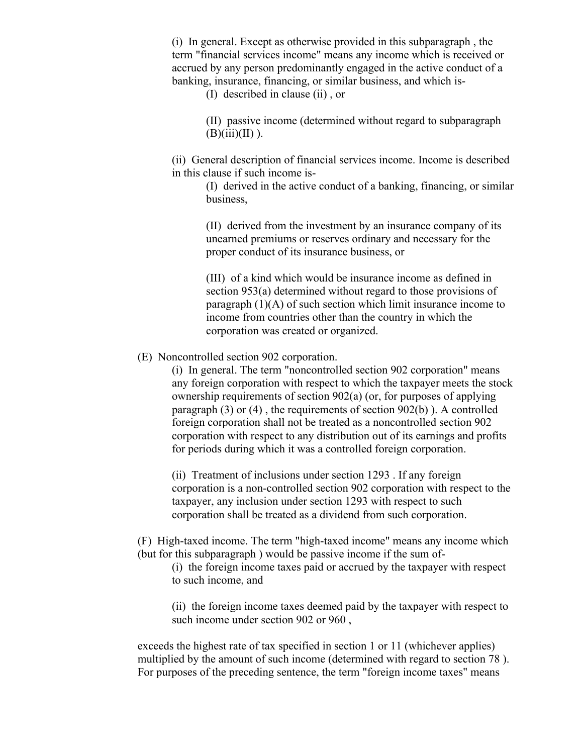(i) In general. Except as otherwise provided in this subparagraph , the term "financial services income" means any income which is received or accrued by any person predominantly engaged in the active conduct of a banking, insurance, financing, or similar business, and which is-

(I) described in clause (ii) , or

(II) passive income (determined without regard to subparagraph (B)(iii)(II) ).

(ii) General description of financial services income. Income is described in this clause if such income is-

(I) derived in the active conduct of a banking, financing, or similar business,

(II) derived from the investment by an insurance company of its unearned premiums or reserves ordinary and necessary for the proper conduct of its insurance business, or

(III) of a kind which would be insurance income as defined in section 953(a) determined without regard to those provisions of paragraph (1)(A) of such section which limit insurance income to income from countries other than the country in which the corporation was created or organized.

(E) Noncontrolled section 902 corporation.

(i) In general. The term "noncontrolled section 902 corporation" means any foreign corporation with respect to which the taxpayer meets the stock ownership requirements of section 902(a) (or, for purposes of applying paragraph (3) or (4) , the requirements of section 902(b) ). A controlled foreign corporation shall not be treated as a noncontrolled section 902 corporation with respect to any distribution out of its earnings and profits for periods during which it was a controlled foreign corporation.

(ii) Treatment of inclusions under section 1293 . If any foreign corporation is a non-controlled section 902 corporation with respect to the taxpayer, any inclusion under section 1293 with respect to such corporation shall be treated as a dividend from such corporation.

(F) High-taxed income. The term "high-taxed income" means any income which (but for this subparagraph ) would be passive income if the sum of-

(i) the foreign income taxes paid or accrued by the taxpayer with respect to such income, and

(ii) the foreign income taxes deemed paid by the taxpayer with respect to such income under section 902 or 960 ,

exceeds the highest rate of tax specified in section 1 or 11 (whichever applies) multiplied by the amount of such income (determined with regard to section 78 ). For purposes of the preceding sentence, the term "foreign income taxes" means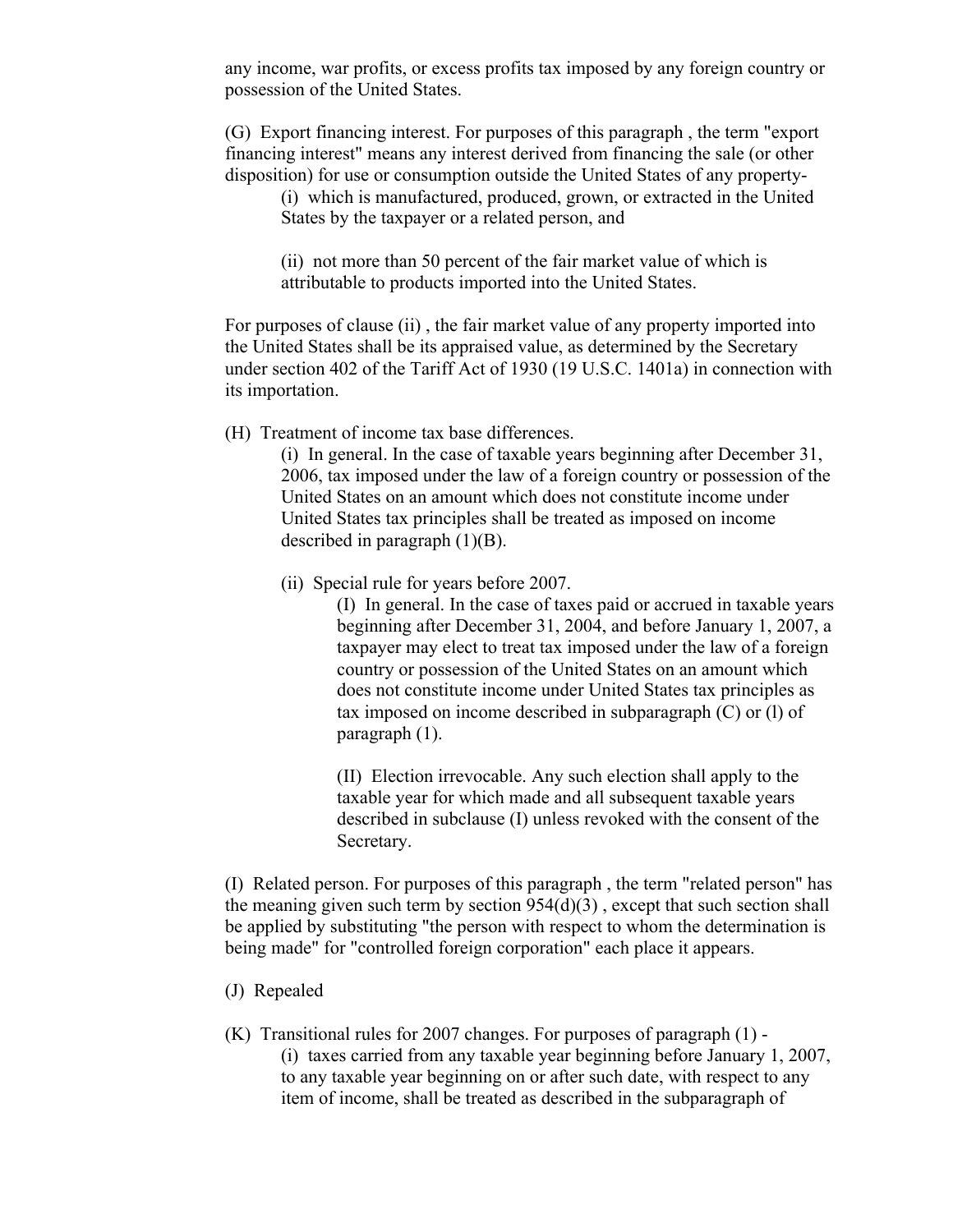any income, war profits, or excess profits tax imposed by any foreign country or possession of the United States.

(G) Export financing interest. For purposes of this paragraph , the term "export financing interest" means any interest derived from financing the sale (or other disposition) for use or consumption outside the United States of any property-

> (i) which is manufactured, produced, grown, or extracted in the United States by the taxpayer or a related person, and
>
> (ii) not more than 50 percent of the fair market value of which is attributable to products imported into the United States.

For purposes of clause (ii) , the fair market value of any property imported into the United States shall be its appraised value, as determined by the Secretary under section 402 of the Tariff Act of 1930 (19 U.S.C. 1401a) in connection with its importation.

(H) Treatment of income tax base differences.

> (i) In general. In the case of taxable years beginning after December 31, 2006, tax imposed under the law of a foreign country or possession of the United States on an amount which does not constitute income under United States tax principles shall be treated as imposed on income described in paragraph (1)(B).
>
> (ii) Special rule for years before 2007.
>
> > (I) In general. In the case of taxes paid or accrued in taxable years beginning after December 31, 2004, and before January 1, 2007, a taxpayer may elect to treat tax imposed under the law of a foreign country or possession of the United States on an amount which does not constitute income under United States tax principles as tax imposed on income described in subparagraph (C) or (I) of paragraph (1).
> >
> > (II) Election irrevocable. Any such election shall apply to the taxable year for which made and all subsequent taxable years described in subclause (I) unless revoked with the consent of the Secretary.

(I) Related person. For purposes of this paragraph , the term "related person" has the meaning given such term by section 954(d)(3) , except that such section shall be applied by substituting "the person with respect to whom the determination is being made" for "controlled foreign corporation" each place it appears.

(J) Repealed

(K) Transitional rules for 2007 changes. For purposes of paragraph (1) -

> (i) taxes carried from any taxable year beginning before January 1, 2007, to any taxable year beginning on or after such date, with respect to any item of income, shall be treated as described in the subparagraph of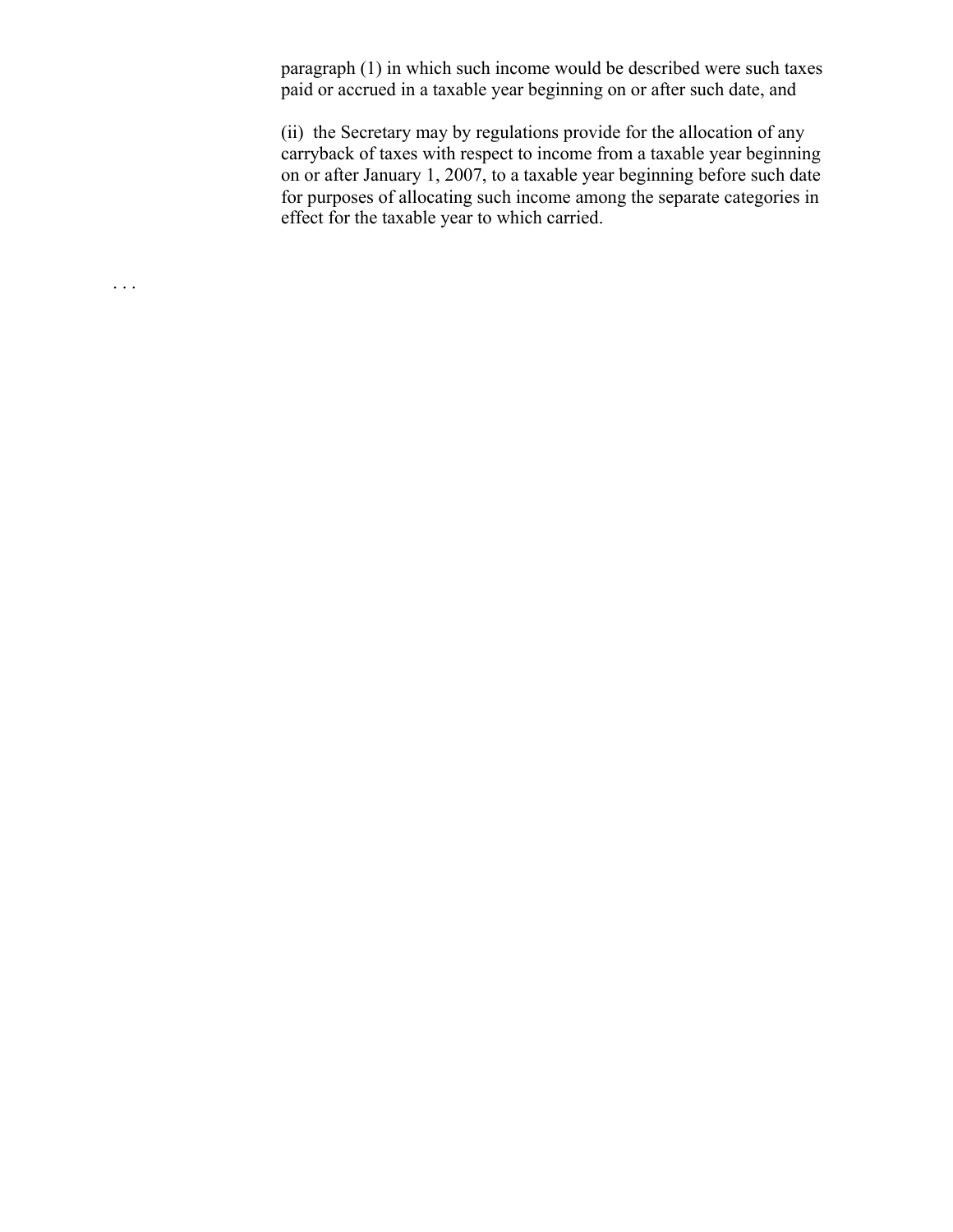paragraph (1) in which such income would be described were such taxes paid or accrued in a taxable year beginning on or after such date, and

(ii) the Secretary may by regulations provide for the allocation of any carryback of taxes with respect to income from a taxable year beginning on or after January 1, 2007, to a taxable year beginning before such date for purposes of allocating such income among the separate categories in effect for the taxable year to which carried.

. . .